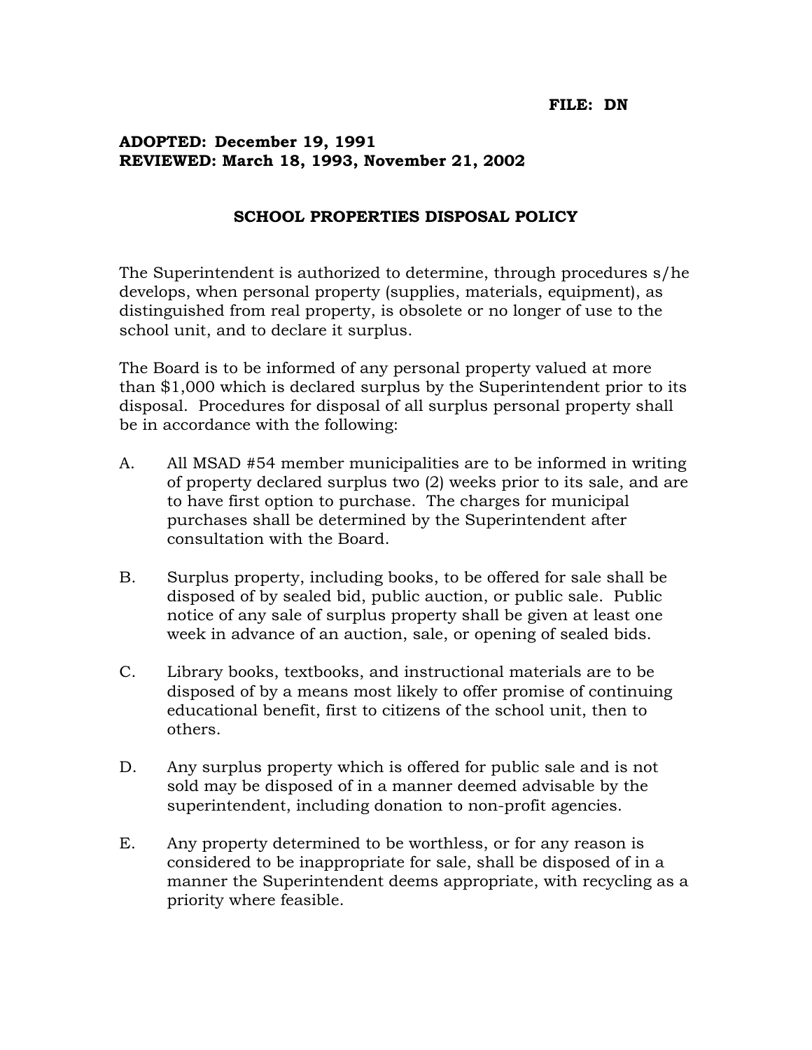**FILE: DN**

**ADOPTED: December 19, 1991**
**REVIEWED: March 18, 1993, November 21, 2002**

## SCHOOL PROPERTIES DISPOSAL POLICY

The Superintendent is authorized to determine, through procedures s/he develops, when personal property (supplies, materials, equipment), as distinguished from real property, is obsolete or no longer of use to the school unit, and to declare it surplus.

The Board is to be informed of any personal property valued at more than $1,000 which is declared surplus by the Superintendent prior to its disposal. Procedures for disposal of all surplus personal property shall be in accordance with the following:

A. All MSAD #54 member municipalities are to be informed in writing of property declared surplus two (2) weeks prior to its sale, and are to have first option to purchase. The charges for municipal purchases shall be determined by the Superintendent after consultation with the Board.

B. Surplus property, including books, to be offered for sale shall be disposed of by sealed bid, public auction, or public sale. Public notice of any sale of surplus property shall be given at least one week in advance of an auction, sale, or opening of sealed bids.

C. Library books, textbooks, and instructional materials are to be disposed of by a means most likely to offer promise of continuing educational benefit, first to citizens of the school unit, then to others.

D. Any surplus property which is offered for public sale and is not sold may be disposed of in a manner deemed advisable by the superintendent, including donation to non-profit agencies.

E. Any property determined to be worthless, or for any reason is considered to be inappropriate for sale, shall be disposed of in a manner the Superintendent deems appropriate, with recycling as a priority where feasible.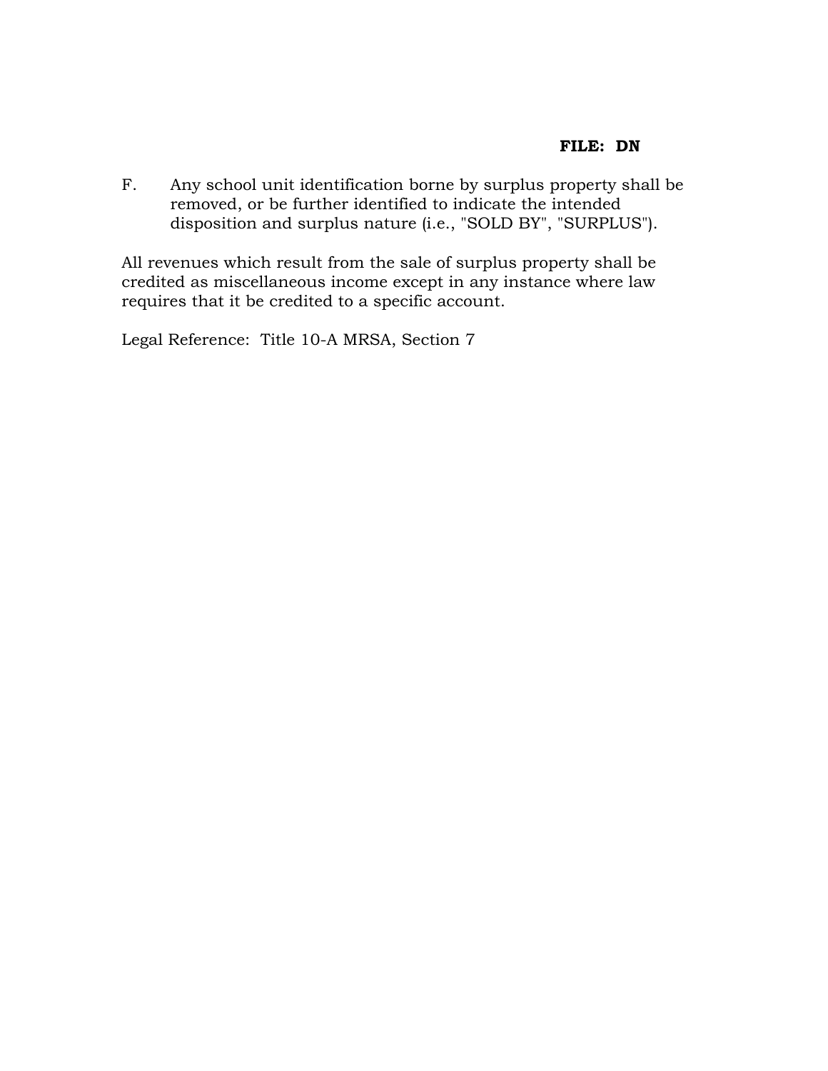F. Any school unit identification borne by surplus property shall be removed, or be further identified to indicate the intended disposition and surplus nature (i.e., "SOLD BY", "SURPLUS").

All revenues which result from the sale of surplus property shall be credited as miscellaneous income except in any instance where law requires that it be credited to a specific account.

Legal Reference: Title 10-A MRSA, Section 7